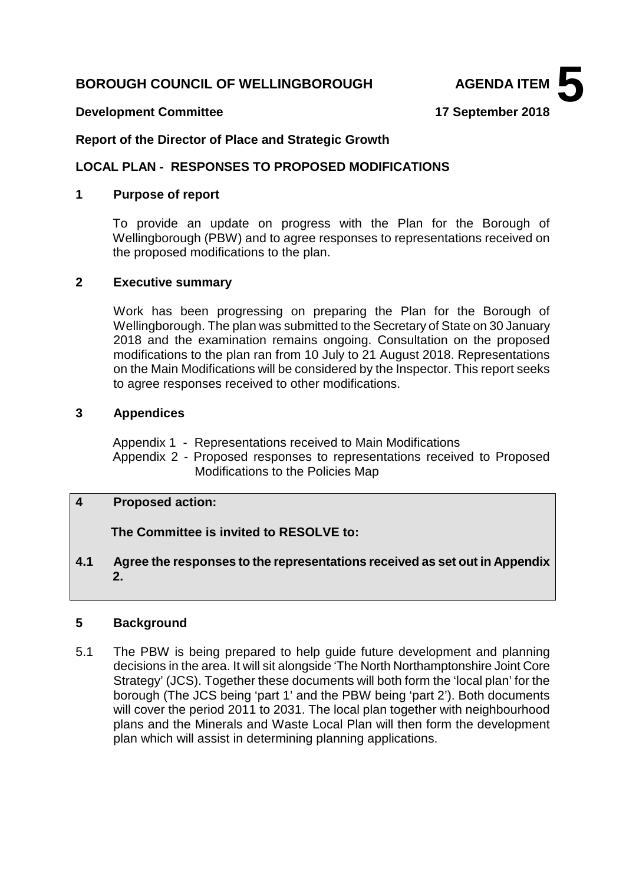**BOROUGH COUNCIL OF WELLINGBOROUGH** **AGENDA ITEM 5**

**Development Committee** **17 September 2018**

**Report of the Director of Place and Strategic Growth**

## LOCAL PLAN - RESPONSES TO PROPOSED MODIFICATIONS

### 1 Purpose of report

To provide an update on progress with the Plan for the Borough of Wellingborough (PBW) and to agree responses to representations received on the proposed modifications to the plan.

### 2 Executive summary

Work has been progressing on preparing the Plan for the Borough of Wellingborough. The plan was submitted to the Secretary of State on 30 January 2018 and the examination remains ongoing. Consultation on the proposed modifications to the plan ran from 10 July to 21 August 2018. Representations on the Main Modifications will be considered by the Inspector. This report seeks to agree responses received to other modifications.

### 3 Appendices

Appendix 1 - Representations received to Main Modifications
Appendix 2 - Proposed responses to representations received to Proposed Modifications to the Policies Map

### 4 Proposed action:

**The Committee is invited to RESOLVE to:**

**4.1 Agree the responses to the representations received as set out in Appendix 2.**

### 5 Background

5.1 The PBW is being prepared to help guide future development and planning decisions in the area. It will sit alongside 'The North Northamptonshire Joint Core Strategy' (JCS). Together these documents will both form the 'local plan' for the borough (The JCS being 'part 1' and the PBW being 'part 2'). Both documents will cover the period 2011 to 2031. The local plan together with neighbourhood plans and the Minerals and Waste Local Plan will then form the development plan which will assist in determining planning applications.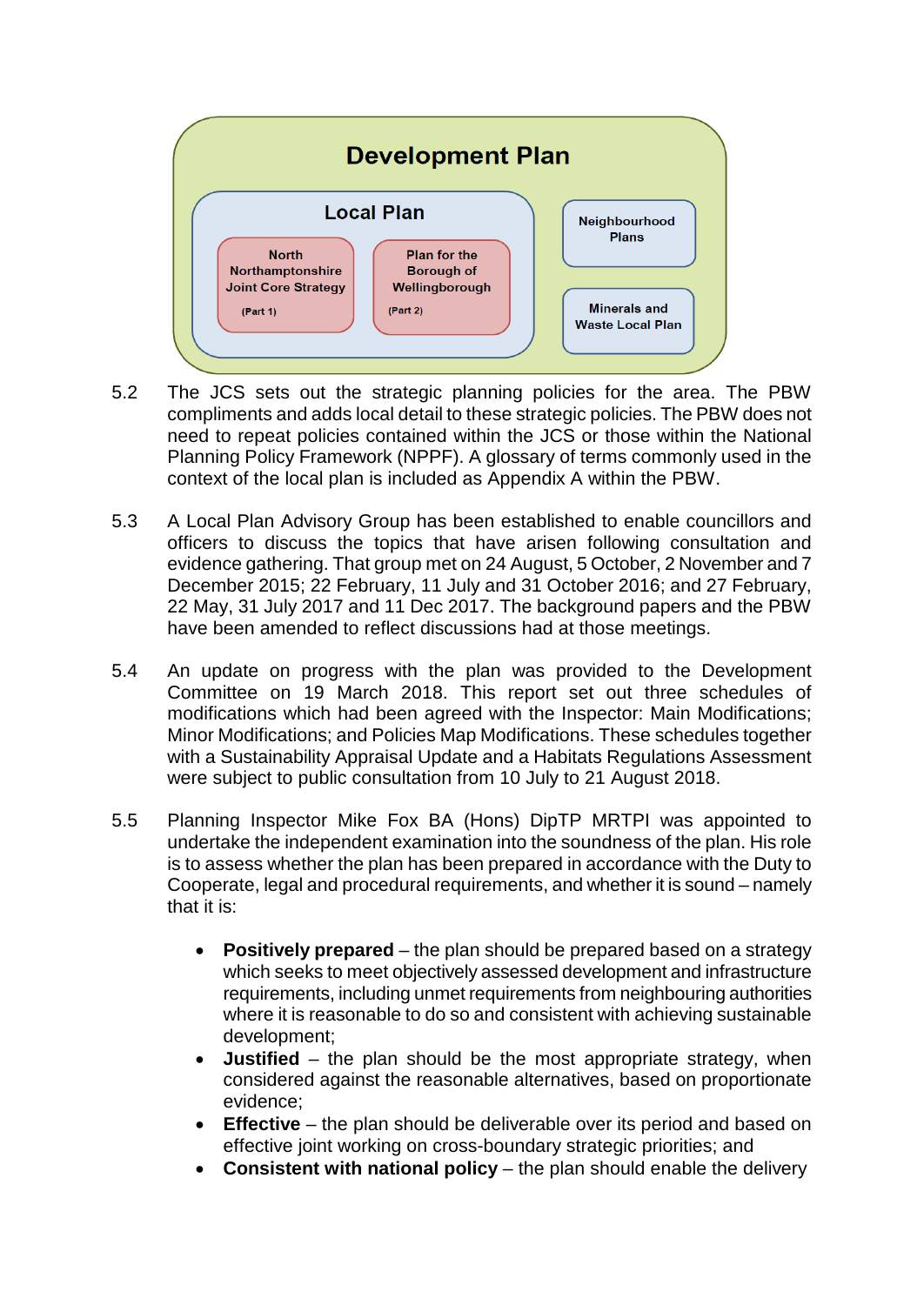**Development Plan**

**Local Plan**

- North Northamptonshire Joint Core Strategy (Part 1)
- Plan for the Borough of Wellingborough (Part 2)

Neighbourhood Plans

Minerals and Waste Local Plan

5.2 The JCS sets out the strategic planning policies for the area. The PBW compliments and adds local detail to these strategic policies. The PBW does not need to repeat policies contained within the JCS or those within the National Planning Policy Framework (NPPF). A glossary of terms commonly used in the context of the local plan is included as Appendix A within the PBW.

5.3 A Local Plan Advisory Group has been established to enable councillors and officers to discuss the topics that have arisen following consultation and evidence gathering. That group met on 24 August, 5 October, 2 November and 7 December 2015; 22 February, 11 July and 31 October 2016; and 27 February, 22 May, 31 July 2017 and 11 Dec 2017. The background papers and the PBW have been amended to reflect discussions had at those meetings.

5.4 An update on progress with the plan was provided to the Development Committee on 19 March 2018. This report set out three schedules of modifications which had been agreed with the Inspector: Main Modifications; Minor Modifications; and Policies Map Modifications. These schedules together with a Sustainability Appraisal Update and a Habitats Regulations Assessment were subject to public consultation from 10 July to 21 August 2018.

5.5 Planning Inspector Mike Fox BA (Hons) DipTP MRTPI was appointed to undertake the independent examination into the soundness of the plan. His role is to assess whether the plan has been prepared in accordance with the Duty to Cooperate, legal and procedural requirements, and whether it is sound – namely that it is:

- **Positively prepared** – the plan should be prepared based on a strategy which seeks to meet objectively assessed development and infrastructure requirements, including unmet requirements from neighbouring authorities where it is reasonable to do so and consistent with achieving sustainable development;
- **Justified** – the plan should be the most appropriate strategy, when considered against the reasonable alternatives, based on proportionate evidence;
- **Effective** – the plan should be deliverable over its period and based on effective joint working on cross-boundary strategic priorities; and
- **Consistent with national policy** – the plan should enable the delivery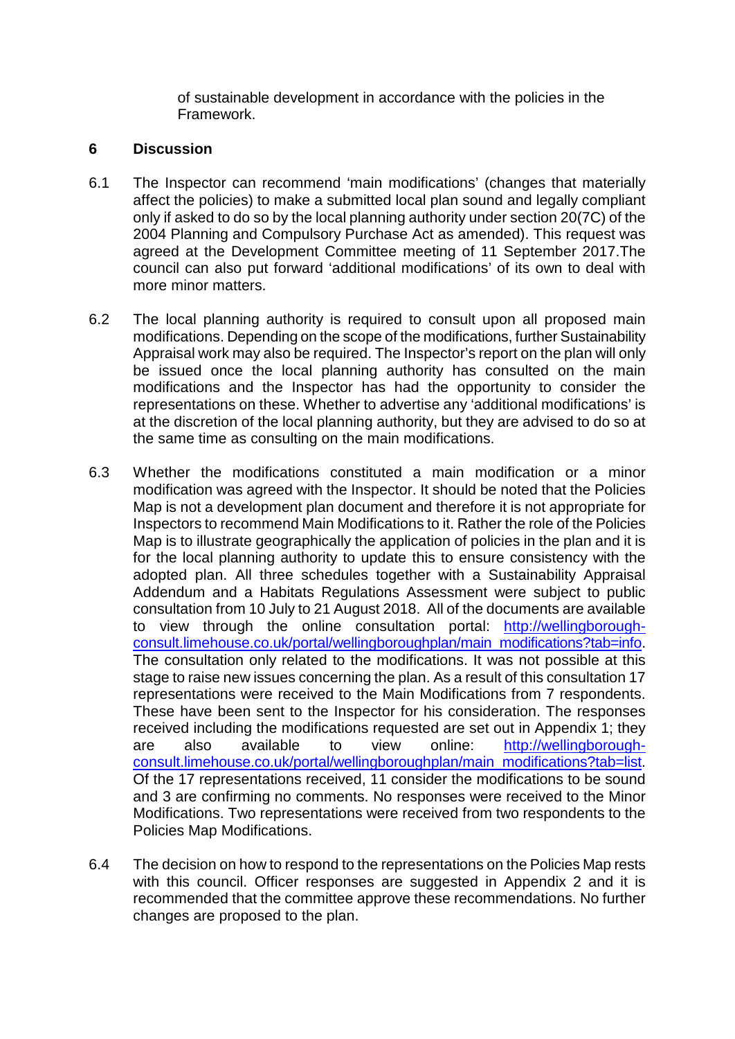of sustainable development in accordance with the policies in the Framework.

## 6 Discussion

6.1 The Inspector can recommend 'main modifications' (changes that materially affect the policies) to make a submitted local plan sound and legally compliant only if asked to do so by the local planning authority under section 20(7C) of the 2004 Planning and Compulsory Purchase Act as amended). This request was agreed at the Development Committee meeting of 11 September 2017.The council can also put forward 'additional modifications' of its own to deal with more minor matters.

6.2 The local planning authority is required to consult upon all proposed main modifications. Depending on the scope of the modifications, further Sustainability Appraisal work may also be required. The Inspector's report on the plan will only be issued once the local planning authority has consulted on the main modifications and the Inspector has had the opportunity to consider the representations on these. Whether to advertise any 'additional modifications' is at the discretion of the local planning authority, but they are advised to do so at the same time as consulting on the main modifications.

6.3 Whether the modifications constituted a main modification or a minor modification was agreed with the Inspector. It should be noted that the Policies Map is not a development plan document and therefore it is not appropriate for Inspectors to recommend Main Modifications to it. Rather the role of the Policies Map is to illustrate geographically the application of policies in the plan and it is for the local planning authority to update this to ensure consistency with the adopted plan. All three schedules together with a Sustainability Appraisal Addendum and a Habitats Regulations Assessment were subject to public consultation from 10 July to 21 August 2018. All of the documents are available to view through the online consultation portal: [http://wellingborough-consult.limehouse.co.uk/portal/wellingboroughplan/main_modifications?tab=info](http://wellingborough-consult.limehouse.co.uk/portal/wellingboroughplan/main_modifications?tab=info). The consultation only related to the modifications. It was not possible at this stage to raise new issues concerning the plan. As a result of this consultation 17 representations were received to the Main Modifications from 7 respondents. These have been sent to the Inspector for his consideration. The responses received including the modifications requested are set out in Appendix 1; they are also available to view online: [http://wellingborough-consult.limehouse.co.uk/portal/wellingboroughplan/main_modifications?tab=list](http://wellingborough-consult.limehouse.co.uk/portal/wellingboroughplan/main_modifications?tab=list). Of the 17 representations received, 11 consider the modifications to be sound and 3 are confirming no comments. No responses were received to the Minor Modifications. Two representations were received from two respondents to the Policies Map Modifications.

6.4 The decision on how to respond to the representations on the Policies Map rests with this council. Officer responses are suggested in Appendix 2 and it is recommended that the committee approve these recommendations. No further changes are proposed to the plan.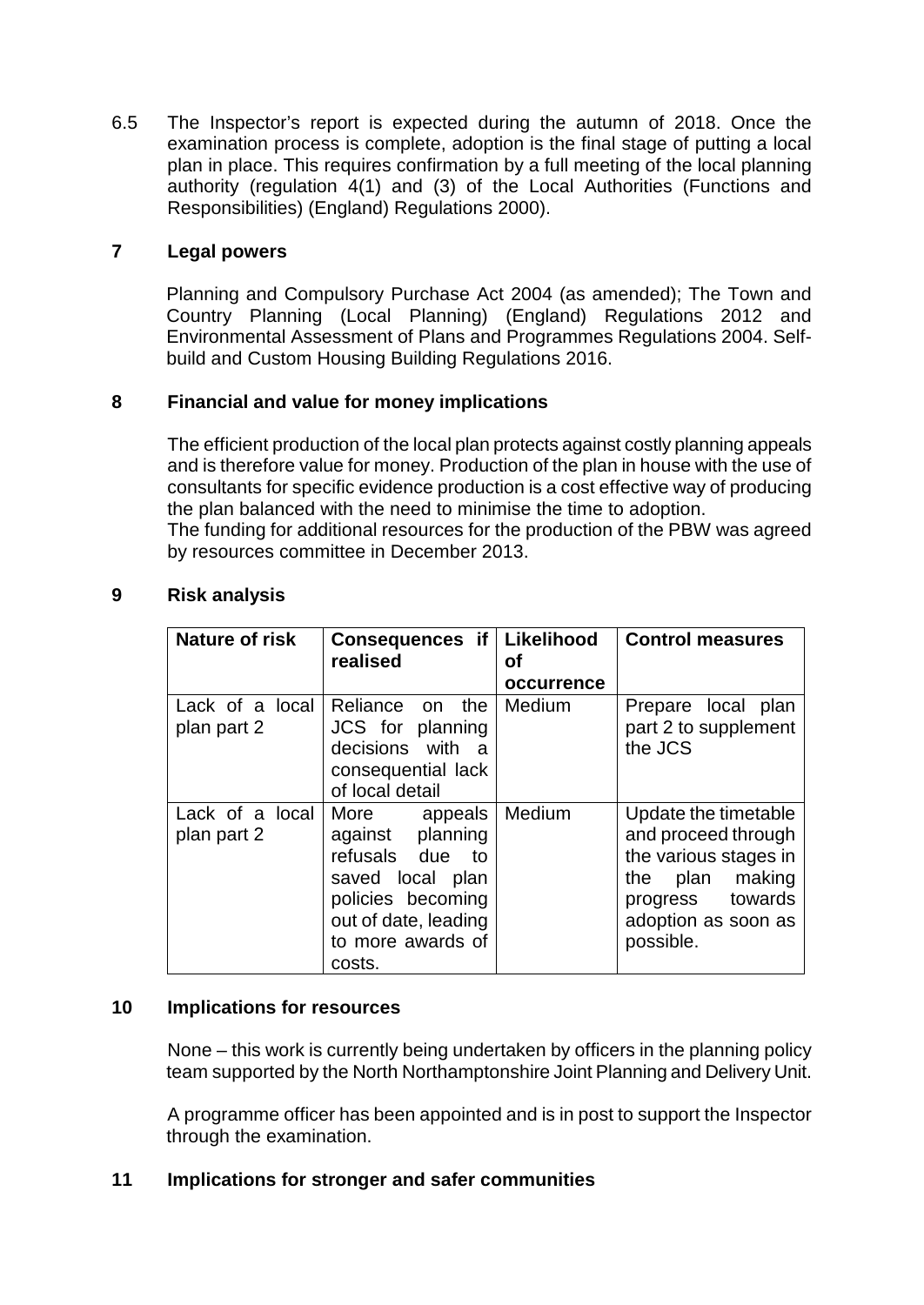6.5 The Inspector's report is expected during the autumn of 2018. Once the examination process is complete, adoption is the final stage of putting a local plan in place. This requires confirmation by a full meeting of the local planning authority (regulation 4(1) and (3) of the Local Authorities (Functions and Responsibilities) (England) Regulations 2000).

## 7 Legal powers

Planning and Compulsory Purchase Act 2004 (as amended); The Town and Country Planning (Local Planning) (England) Regulations 2012 and Environmental Assessment of Plans and Programmes Regulations 2004. Self-build and Custom Housing Building Regulations 2016.

## 8 Financial and value for money implications

The efficient production of the local plan protects against costly planning appeals and is therefore value for money. Production of the plan in house with the use of consultants for specific evidence production is a cost effective way of producing the plan balanced with the need to minimise the time to adoption.
The funding for additional resources for the production of the PBW was agreed by resources committee in December 2013.

## 9 Risk analysis

| Nature of risk | Consequences if realised | Likelihood of occurrence | Control measures |
|---|---|---|---|
| Lack of a local plan part 2 | Reliance on the JCS for planning decisions with a consequential lack of local detail | Medium | Prepare local plan part 2 to supplement the JCS |
| Lack of a local plan part 2 | More appeals against planning refusals due to saved local plan policies becoming out of date, leading to more awards of costs. | Medium | Update the timetable and proceed through the various stages in the plan making progress towards adoption as soon as possible. |

## 10 Implications for resources

None – this work is currently being undertaken by officers in the planning policy team supported by the North Northamptonshire Joint Planning and Delivery Unit.

A programme officer has been appointed and is in post to support the Inspector through the examination.

## 11 Implications for stronger and safer communities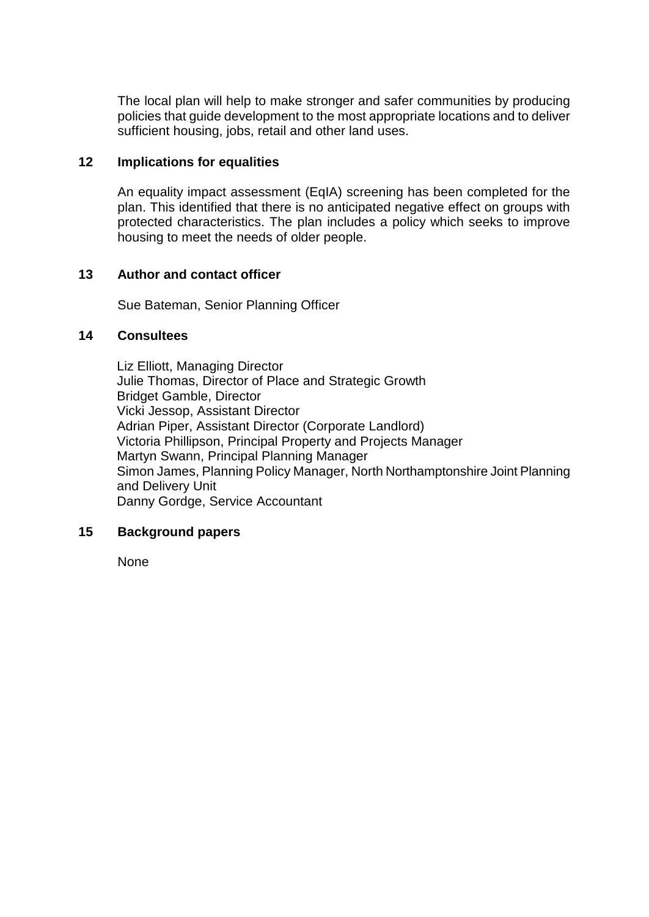The local plan will help to make stronger and safer communities by producing policies that guide development to the most appropriate locations and to deliver sufficient housing, jobs, retail and other land uses.

## 12 Implications for equalities

An equality impact assessment (EqIA) screening has been completed for the plan. This identified that there is no anticipated negative effect on groups with protected characteristics. The plan includes a policy which seeks to improve housing to meet the needs of older people.

## 13 Author and contact officer

Sue Bateman, Senior Planning Officer

## 14 Consultees

Liz Elliott, Managing Director
Julie Thomas, Director of Place and Strategic Growth
Bridget Gamble, Director
Vicki Jessop, Assistant Director
Adrian Piper, Assistant Director (Corporate Landlord)
Victoria Phillipson, Principal Property and Projects Manager
Martyn Swann, Principal Planning Manager
Simon James, Planning Policy Manager, North Northamptonshire Joint Planning and Delivery Unit
Danny Gordge, Service Accountant

## 15 Background papers

None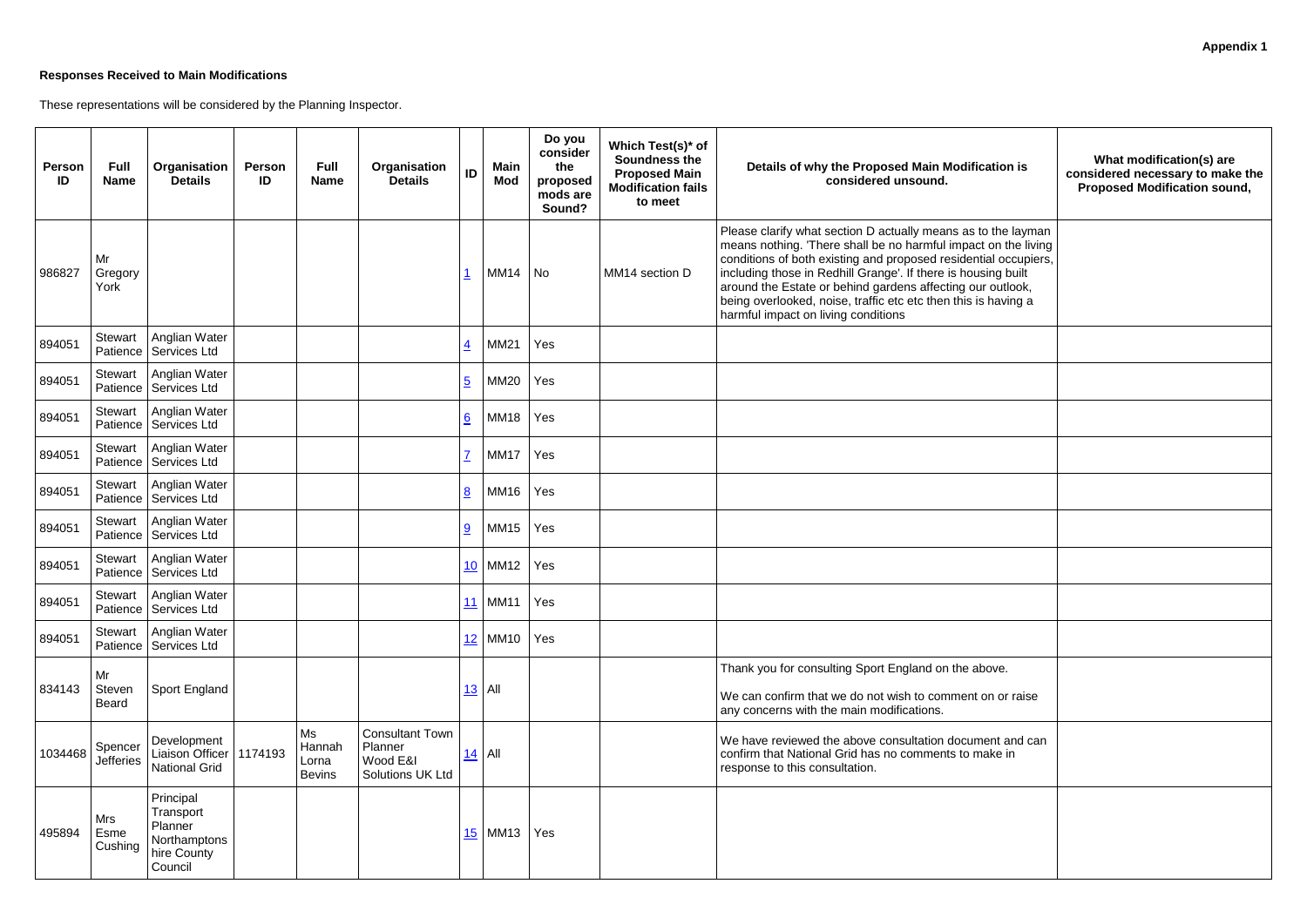**Appendix 1**

**Responses Received to Main Modifications**

These representations will be considered by the Planning Inspector.

| Person ID | Full Name | Organisation Details | Person ID | Full Name | Organisation Details | ID | Main Mod | Do you consider the proposed mods are Sound? | Which Test(s)* of Soundness the Proposed Main Modification fails to meet | Details of why the Proposed Main Modification is considered unsound. | What modification(s) are considered necessary to make the Proposed Modification sound, |
|---|---|---|---|---|---|---|---|---|---|---|---|
| 986827 | Mr Gregory York | | | | | 1 | MM14 | No | MM14 section D | Please clarify what section D actually means as to the layman means nothing. 'There shall be no harmful impact on the living conditions of both existing and proposed residential occupiers, including those in Redhill Grange'. If there is housing built around the Estate or behind gardens affecting our outlook, being overlooked, noise, traffic etc etc then this is having a harmful impact on living conditions | |
| 894051 | Stewart Patience | Anglian Water Services Ltd | | | | 4 | MM21 | Yes | | | |
| 894051 | Stewart Patience | Anglian Water Services Ltd | | | | 5 | MM20 | Yes | | | |
| 894051 | Stewart Patience | Anglian Water Services Ltd | | | | 6 | MM18 | Yes | | | |
| 894051 | Stewart Patience | Anglian Water Services Ltd | | | | 7 | MM17 | Yes | | | |
| 894051 | Stewart Patience | Anglian Water Services Ltd | | | | 8 | MM16 | Yes | | | |
| 894051 | Stewart Patience | Anglian Water Services Ltd | | | | 9 | MM15 | Yes | | | |
| 894051 | Stewart Patience | Anglian Water Services Ltd | | | | 10 | MM12 | Yes | | | |
| 894051 | Stewart Patience | Anglian Water Services Ltd | | | | 11 | MM11 | Yes | | | |
| 894051 | Stewart Patience | Anglian Water Services Ltd | | | | 12 | MM10 | Yes | | | |
| 834143 | Mr Steven Beard | Sport England | | | | 13 | All | | | Thank you for consulting Sport England on the above.<br><br>We can confirm that we do not wish to comment on or raise any concerns with the main modifications. | |
| 1034468 | Spencer Jefferies | Development Liaison Officer National Grid | 1174193 | Ms Hannah Lorna Bevins | Consultant Town Planner Wood E&I Solutions UK Ltd | 14 | All | | | We have reviewed the above consultation document and can confirm that National Grid has no comments to make in response to this consultation. | |
| 495894 | Mrs Esme Cushing | Principal Transport Planner Northamptonshire County Council | | | | 15 | MM13 | Yes | | | |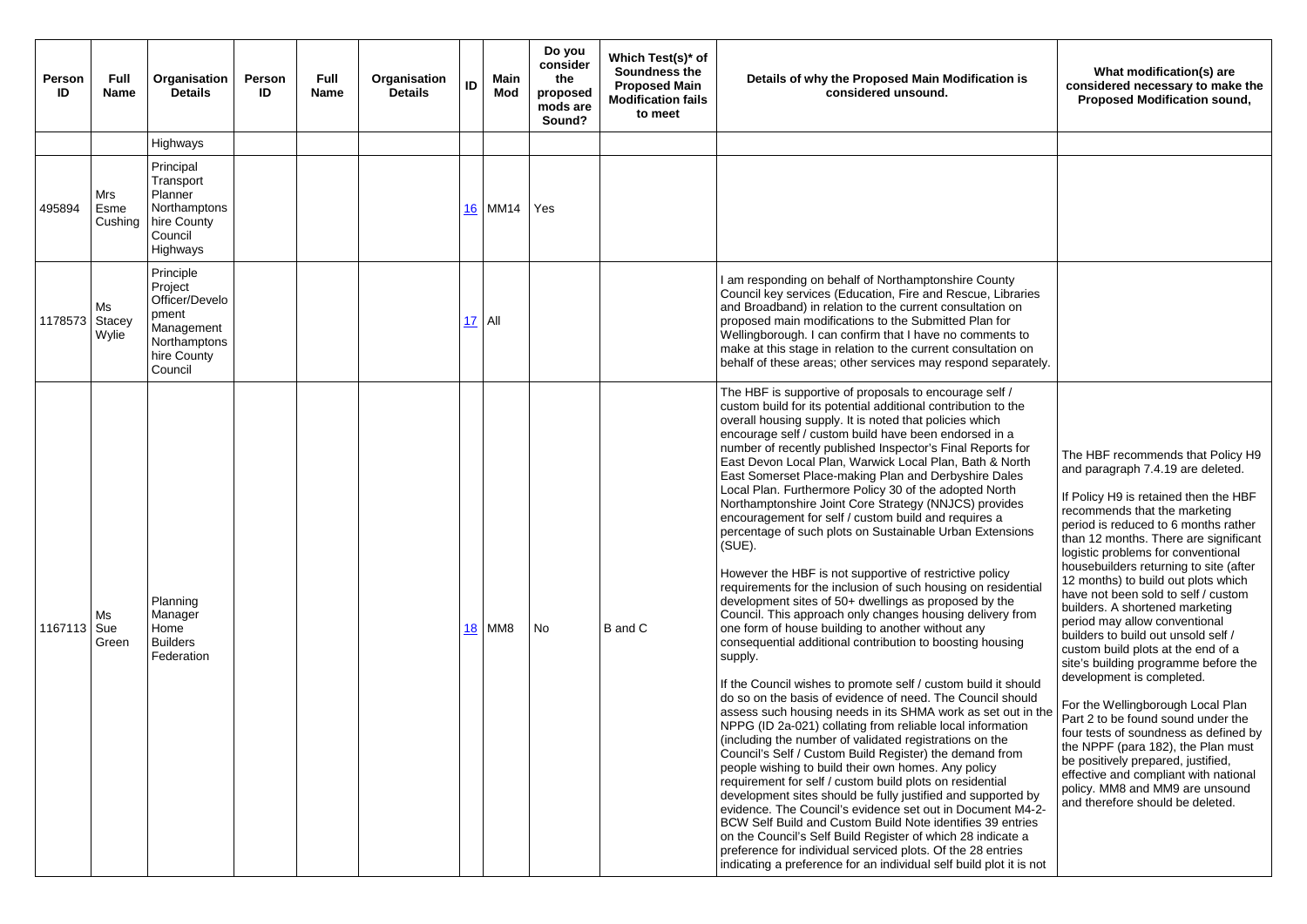| Person ID | Full Name | Organisation Details | Person ID | Full Name | Organisation Details | ID | Main Mod | Do you consider the proposed mods are Sound? | Which Test(s)* of Soundness the Proposed Main Modification fails to meet | Details of why the Proposed Main Modification is considered unsound. | What modification(s) are considered necessary to make the Proposed Modification sound, |
|---|---|---|---|---|---|---|---|---|---|---|---|
| | | Highways | | | | | | | | | |
| 495894 | Mrs Esme Cushing | Principal Transport Planner Northamptonshire County Council Highways | | | | 16 | MM14 | Yes | | | |
| 1178573 | Ms Stacey Wylie | Principle Project Officer/Development Management Northamptonshire County Council | | | | 17 | All | | | I am responding on behalf of Northamptonshire County Council key services (Education, Fire and Rescue, Libraries and Broadband) in relation to the current consultation on proposed main modifications to the Submitted Plan for Wellingborough. I can confirm that I have no comments to make at this stage in relation to the current consultation on behalf of these areas; other services may respond separately. | |
| 1167113 | Ms Sue Green | Planning Manager Home Builders Federation | | | | 18 | MM8 | No | B and C | The HBF is supportive of proposals to encourage self / custom build for its potential additional contribution to the overall housing supply. It is noted that policies which encourage self / custom build have been endorsed in a number of recently published Inspector's Final Reports for East Devon Local Plan, Warwick Local Plan, Bath & North East Somerset Place-making Plan and Derbyshire Dales Local Plan. Furthermore Policy 30 of the adopted North Northamptonshire Joint Core Strategy (NNJCS) provides encouragement for self / custom build and requires a percentage of such plots on Sustainable Urban Extensions (SUE).<br><br>However the HBF is not supportive of restrictive policy requirements for the inclusion of such housing on residential development sites of 50+ dwellings as proposed by the Council. This approach only changes housing delivery from one form of house building to another without any consequential additional contribution to boosting housing supply.<br><br>If the Council wishes to promote self / custom build it should do so on the basis of evidence of need. The Council should assess such housing needs in its SHMA work as set out in the NPPG (ID 2a-021) collating from reliable local information (including the number of validated registrations on the Council's Self / Custom Build Register) the demand from people wishing to build their own homes. Any policy requirement for self / custom build plots on residential development sites should be fully justified and supported by evidence. The Council's evidence set out in Document M4-2-BCW Self Build and Custom Build Note identifies 39 entries on the Council's Self Build Register of which 28 indicate a preference for individual serviced plots. Of the 28 entries indicating a preference for an individual self build plot it is not | The HBF recommends that Policy H9 and paragraph 7.4.19 are deleted.<br><br>If Policy H9 is retained then the HBF recommends that the marketing period is reduced to 6 months rather than 12 months. There are significant logistic problems for conventional housebuilders returning to site (after 12 months) to build out plots which have not been sold to self / custom builders. A shortened marketing period may allow conventional builders to build out unsold self / custom build plots at the end of a site's building programme before the development is completed.<br><br>For the Wellingborough Local Plan Part 2 to be found sound under the four tests of soundness as defined by the NPPF (para 182), the Plan must be positively prepared, justified, effective and compliant with national policy. MM8 and MM9 are unsound and therefore should be deleted. |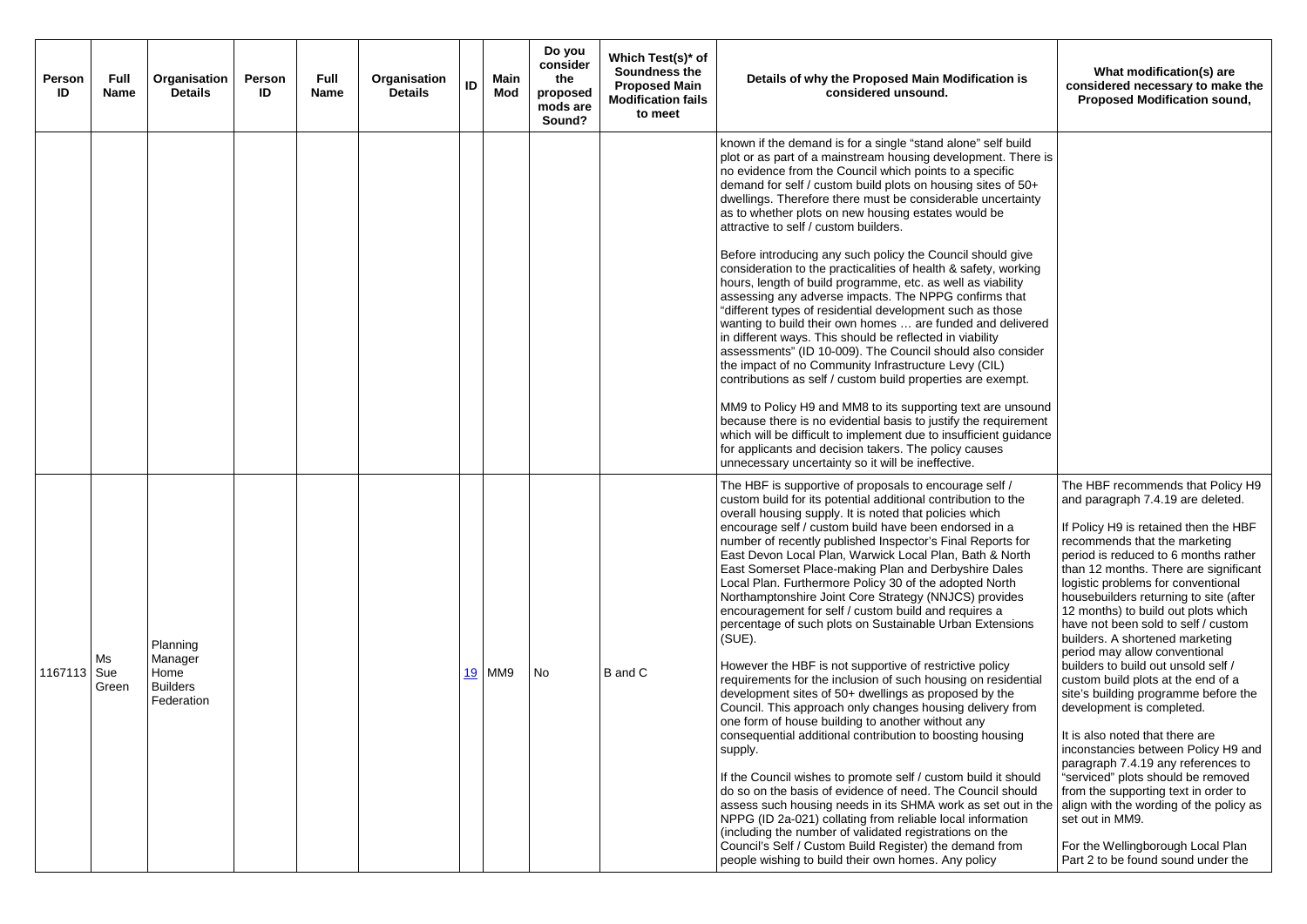| Person ID | Full Name | Organisation Details | Person ID | Full Name | Organisation Details | ID | Main Mod | Do you consider the proposed mods are Sound? | Which Test(s)* of Soundness the Proposed Main Modification fails to meet | Details of why the Proposed Main Modification is considered unsound. | What modification(s) are considered necessary to make the Proposed Modification sound, |
|---|---|---|---|---|---|---|---|---|---|---|---|
| | | | | | | | | | | known if the demand is for a single "stand alone" self build plot or as part of a mainstream housing development. There is no evidence from the Council which points to a specific demand for self / custom build plots on housing sites of 50+ dwellings. Therefore there must be considerable uncertainty as to whether plots on new housing estates would be attractive to self / custom builders.<br><br>Before introducing any such policy the Council should give consideration to the practicalities of health & safety, working hours, length of build programme, etc. as well as viability assessing any adverse impacts. The NPPG confirms that "different types of residential development such as those wanting to build their own homes … are funded and delivered in different ways. This should be reflected in viability assessments" (ID 10-009). The Council should also consider the impact of no Community Infrastructure Levy (CIL) contributions as self / custom build properties are exempt.<br><br>MM9 to Policy H9 and MM8 to its supporting text are unsound because there is no evidential basis to justify the requirement which will be difficult to implement due to insufficient guidance for applicants and decision takers. The policy causes unnecessary uncertainty so it will be ineffective. | |
| 1167113 | Ms Sue Green | Planning Manager Home Builders Federation | | | | 19 | MM9 | No | B and C | The HBF is supportive of proposals to encourage self / custom build for its potential additional contribution to the overall housing supply. It is noted that policies which encourage self / custom build have been endorsed in a number of recently published Inspector's Final Reports for East Devon Local Plan, Warwick Local Plan, Bath & North East Somerset Place-making Plan and Derbyshire Dales Local Plan. Furthermore Policy 30 of the adopted North Northamptonshire Joint Core Strategy (NNJCS) provides encouragement for self / custom build and requires a percentage of such plots on Sustainable Urban Extensions (SUE).<br><br>However the HBF is not supportive of restrictive policy requirements for the inclusion of such housing on residential development sites of 50+ dwellings as proposed by the Council. This approach only changes housing delivery from one form of house building to another without any consequential additional contribution to boosting housing supply.<br><br>If the Council wishes to promote self / custom build it should do so on the basis of evidence of need. The Council should assess such housing needs in its SHMA work as set out in the NPPG (ID 2a-021) collating from reliable local information (including the number of validated registrations on the Council's Self / Custom Build Register) the demand from people wishing to build their own homes. Any policy | The HBF recommends that Policy H9 and paragraph 7.4.19 are deleted.<br><br>If Policy H9 is retained then the HBF recommends that the marketing period is reduced to 6 months rather than 12 months. There are significant logistic problems for conventional housebuilders returning to site (after 12 months) to build out plots which have not been sold to self / custom builders. A shortened marketing period may allow conventional builders to build out unsold self / custom build plots at the end of a site's building programme before the development is completed.<br><br>It is also noted that there are inconstancies between Policy H9 and paragraph 7.4.19 any references to "serviced" plots should be removed from the supporting text in order to align with the wording of the policy as set out in MM9.<br><br>For the Wellingborough Local Plan Part 2 to be found sound under the |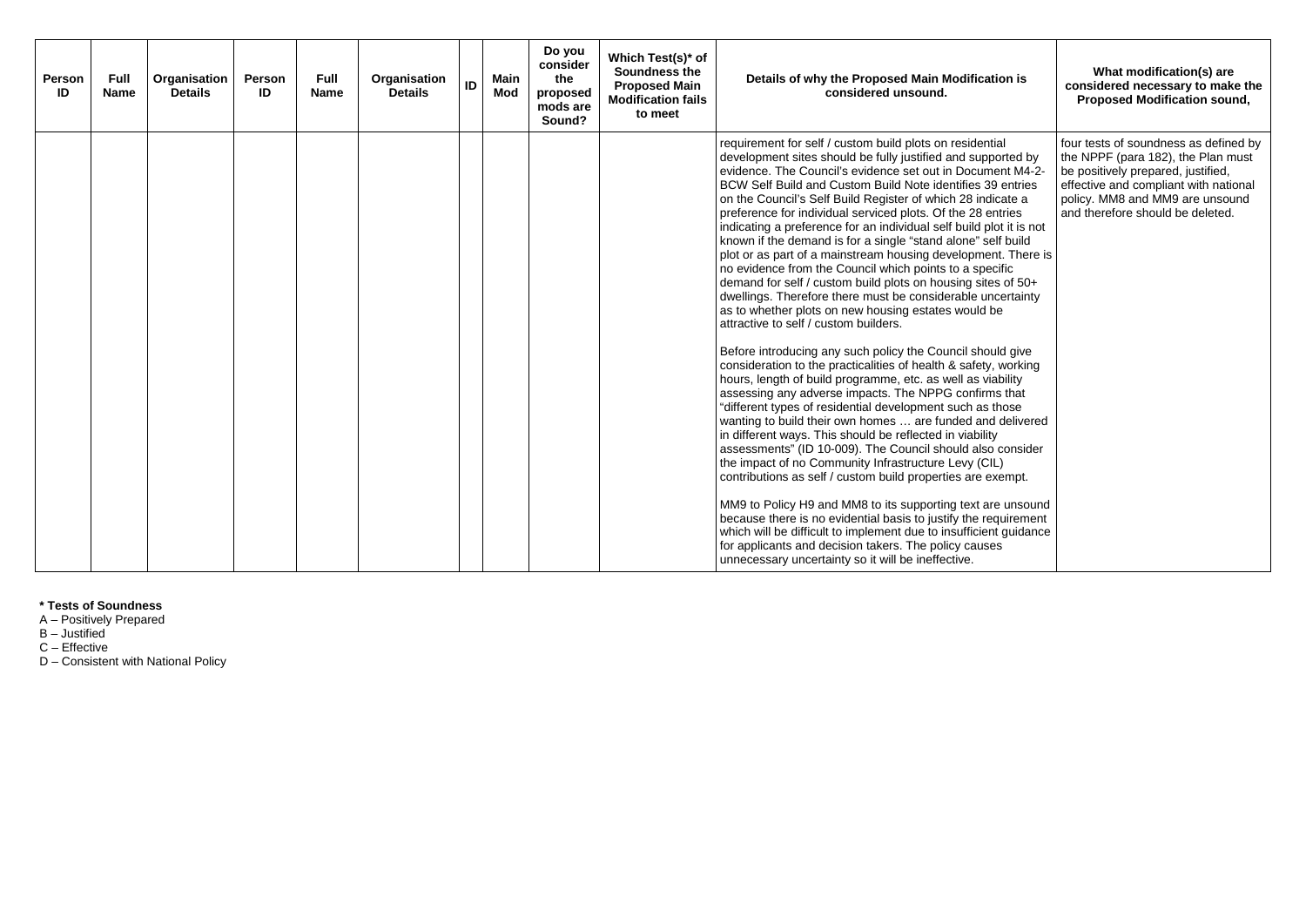| Person ID | Full Name | Organisation Details | Person ID | Full Name | Organisation Details | ID | Main Mod | Do you consider the proposed mods are Sound? | Which Test(s)* of Soundness the Proposed Main Modification fails to meet | Details of why the Proposed Main Modification is considered unsound. | What modification(s) are considered necessary to make the Proposed Modification sound, |
|---|---|---|---|---|---|---|---|---|---|---|---|
| | | | | | | | | | | requirement for self / custom build plots on residential development sites should be fully justified and supported by evidence. The Council's evidence set out in Document M4-2-BCW Self Build and Custom Build Note identifies 39 entries on the Council's Self Build Register of which 28 indicate a preference for individual serviced plots. Of the 28 entries indicating a preference for an individual self build plot it is not known if the demand is for a single "stand alone" self build plot or as part of a mainstream housing development. There is no evidence from the Council which points to a specific demand for self / custom build plots on housing sites of 50+ dwellings. Therefore there must be considerable uncertainty as to whether plots on new housing estates would be attractive to self / custom builders.<br><br>Before introducing any such policy the Council should give consideration to the practicalities of health & safety, working hours, length of build programme, etc. as well as viability assessing any adverse impacts. The NPPG confirms that "different types of residential development such as those wanting to build their own homes … are funded and delivered in different ways. This should be reflected in viability assessments" (ID 10-009). The Council should also consider the impact of no Community Infrastructure Levy (CIL) contributions as self / custom build properties are exempt.<br><br>MM9 to Policy H9 and MM8 to its supporting text are unsound because there is no evidential basis to justify the requirement which will be difficult to implement due to insufficient guidance for applicants and decision takers. The policy causes unnecessary uncertainty so it will be ineffective. | four tests of soundness as defined by the NPPF (para 182), the Plan must be positively prepared, justified, effective and compliant with national policy. MM8 and MM9 are unsound and therefore should be deleted. |

**\* Tests of Soundness**

A – Positively Prepared

B – Justified

C – Effective

D – Consistent with National Policy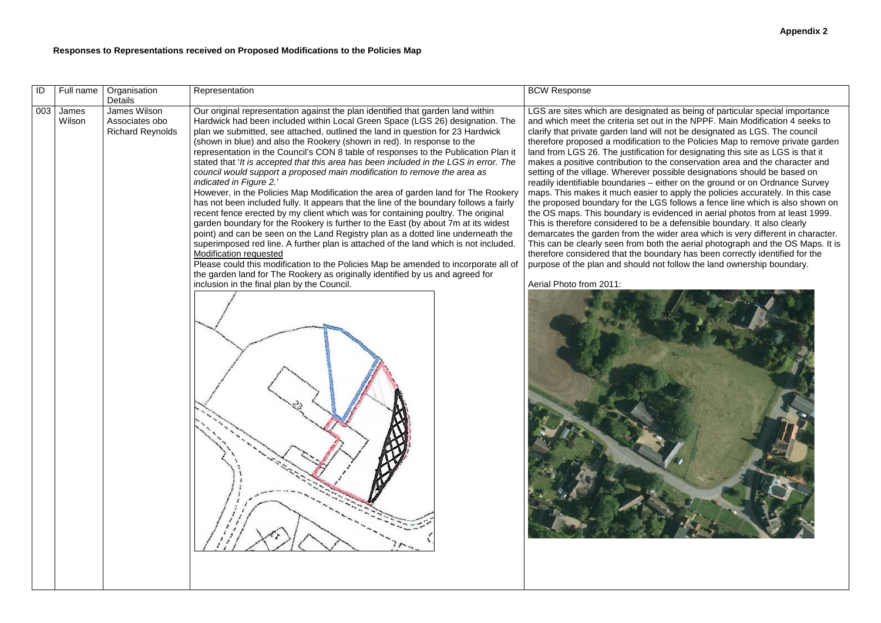**Appendix 2**

**Responses to Representations received on Proposed Modifications to the Policies Map**

| ID | Full name | Organisation Details | Representation | BCW Response |
|---|---|---|---|---|
| 003 | James Wilson | James Wilson Associates obo Richard Reynolds | Our original representation against the plan identified that garden land within Hardwick had been included within Local Green Space (LGS 26) designation. The plan we submitted, see attached, outlined the land in question for 23 Hardwick (shown in blue) and also the Rookery (shown in red). In response to the representation in the Council's CON 8 table of responses to the Publication Plan it stated that '*It is accepted that this area has been included in the LGS in error. The council would support a proposed main modification to remove the area as indicated in Figure 2.*'<br>However, in the Policies Map Modification the area of garden land for The Rookery has not been included fully. It appears that the line of the boundary follows a fairly recent fence erected by my client which was for containing poultry. The original garden boundary for the Rookery is further to the East (by about 7m at its widest point) and can be seen on the Land Registry plan as a dotted line underneath the superimposed red line. A further plan is attached of the land which is not included.<br><u>Modification requested</u><br>Please could this modification to the Policies Map be amended to incorporate all of the garden land for The Rookery as originally identified by us and agreed for inclusion in the final plan by the Council. | LGS are sites which are designated as being of particular special importance and which meet the criteria set out in the NPPF. Main Modification 4 seeks to clarify that private garden land will not be designated as LGS. The council therefore proposed a modification to the Policies Map to remove private garden land from LGS 26. The justification for designating this site as LGS is that it makes a positive contribution to the conservation area and the character and setting of the village. Wherever possible designations should be based on readily identifiable boundaries – either on the ground or on Ordnance Survey maps. This makes it much easier to apply the policies accurately. In this case the proposed boundary for the LGS follows a fence line which is also shown on the OS maps. This boundary is evidenced in aerial photos from at least 1999. This is therefore considered to be a defensible boundary. It also clearly demarcates the garden from the wider area which is very different in character. This can be clearly seen from both the aerial photograph and the OS Maps. It is therefore considered that the boundary has been correctly identified for the purpose of the plan and should not follow the land ownership boundary.<br><br>Aerial Photo from 2011: |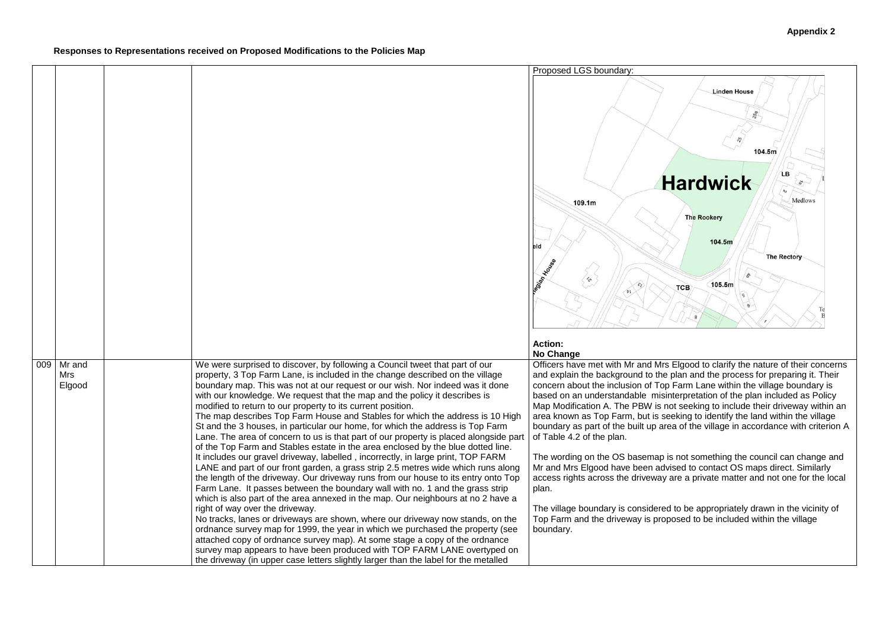**Appendix 2**

**Responses to Representations received on Proposed Modifications to the Policies Map**

| | | | | |
|---|---|---|---|---|
| | | | | Proposed LGS boundary:<br><br>Linden House<br>25a<br>25<br>104.5m<br>LB<br>Hardwick<br>Medlows<br>109.1m<br>The Rookery<br>104.5m<br>The Rectory<br>TCB<br>105.5m<br><br>**Action:**<br>**No Change** |
| 009 | Mr and Mrs Elgood | | We were surprised to discover, by following a Council tweet that part of our property, 3 Top Farm Lane, is included in the change described on the village boundary map. This was not at our request or our wish. Nor indeed was it done with our knowledge. We request that the map and the policy it describes is modified to return to our property to its current position.<br>The map describes Top Farm House and Stables for which the address is 10 High St and the 3 houses, in particular our home, for which the address is Top Farm Lane. The area of concern to us is that part of our property is placed alongside part of the Top Farm and Stables estate in the area enclosed by the blue dotted line.<br>It includes our gravel driveway, labelled , incorrectly, in large print, TOP FARM LANE and part of our front garden, a grass strip 2.5 metres wide which runs along the length of the driveway. Our driveway runs from our house to its entry onto Top Farm Lane. It passes between the boundary wall with no. 1 and the grass strip which is also part of the area annexed in the map. Our neighbours at no 2 have a right of way over the driveway.<br>No tracks, lanes or driveways are shown, where our driveway now stands, on the ordnance survey map for 1999, the year in which we purchased the property (see attached copy of ordnance survey map). At some stage a copy of the ordnance survey map appears to have been produced with TOP FARM LANE overtyped on the driveway (in upper case letters slightly larger than the label for the metalled | Officers have met with Mr and Mrs Elgood to clarify the nature of their concerns and explain the background to the plan and the process for preparing it. Their concern about the inclusion of Top Farm Lane within the village boundary is based on an understandable misinterpretation of the plan included as Policy Map Modification A. The PBW is not seeking to include their driveway within an area known as Top Farm, but is seeking to identify the land within the village boundary as part of the built up area of the village in accordance with criterion A of Table 4.2 of the plan.<br><br>The wording on the OS basemap is not something the council can change and Mr and Mrs Elgood have been advised to contact OS maps direct. Similarly access rights across the driveway are a private matter and not one for the local plan.<br><br>The village boundary is considered to be appropriately drawn in the vicinity of Top Farm and the driveway is proposed to be included within the village boundary. |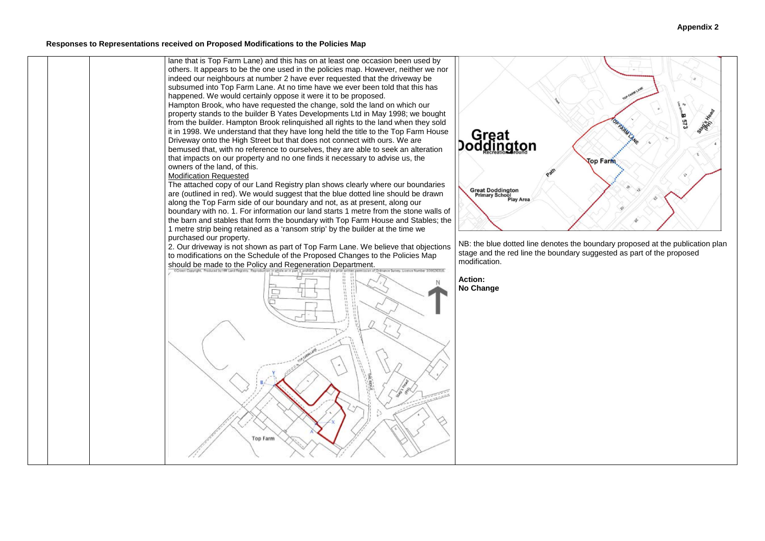**Responses to Representations received on Proposed Modifications to the Policies Map**

| | | | | |
|---|---|---|---|---|
| | | | lane that is Top Farm Lane) and this has on at least one occasion been used by others. It appears to be the one used in the policies map. However, neither we nor indeed our neighbours at number 2 have ever requested that the driveway be subsumed into Top Farm Lane. At no time have we ever been told that this has happened. We would certainly oppose it were it to be proposed.<br>Hampton Brook, who have requested the change, sold the land on which our property stands to the builder B Yates Developments Ltd in May 1998; we bought from the builder. Hampton Brook relinquished all rights to the land when they sold it in 1998. We understand that they have long held the title to the Top Farm House Driveway onto the High Street but that does not connect with ours. We are bemused that, with no reference to ourselves, they are able to seek an alteration that impacts on our property and no one finds it necessary to advise us, the owners of the land, of this.<br>Modification Requested<br>The attached copy of our Land Registry plan shows clearly where our boundaries are (outlined in red). We would suggest that the blue dotted line should be drawn along the Top Farm side of our boundary and not, as at present, along our boundary with no. 1. For information our land starts 1 metre from the stone walls of the barn and stables that form the boundary with Top Farm House and Stables; the 1 metre strip being retained as a 'ransom strip' by the builder at the time we purchased our property.<br>2. Our driveway is not shown as part of Top Farm Lane. We believe that objections to modifications on the Schedule of the Proposed Changes to the Policies Map should be made to the Policy and Regeneration Department. | NB: the blue dotted line denotes the boundary proposed at the publication plan stage and the red line the boundary suggested as part of the proposed modification.<br><br>**Action:**<br>**No Change** |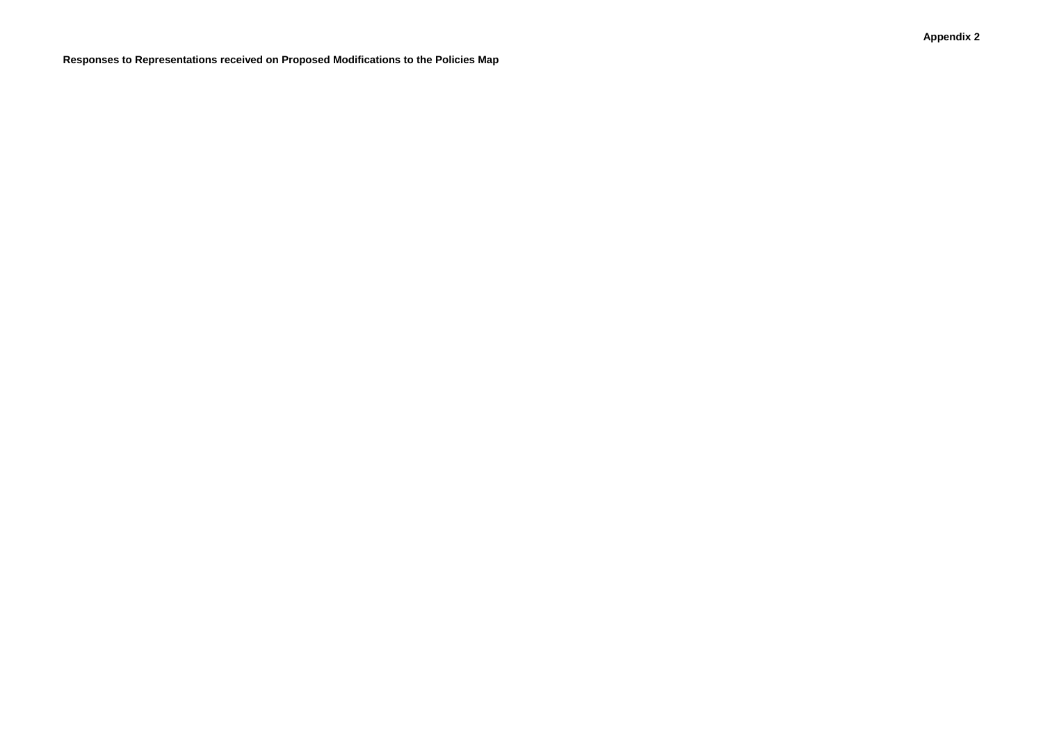**Appendix 2**

**Responses to Representations received on Proposed Modifications to the Policies Map**